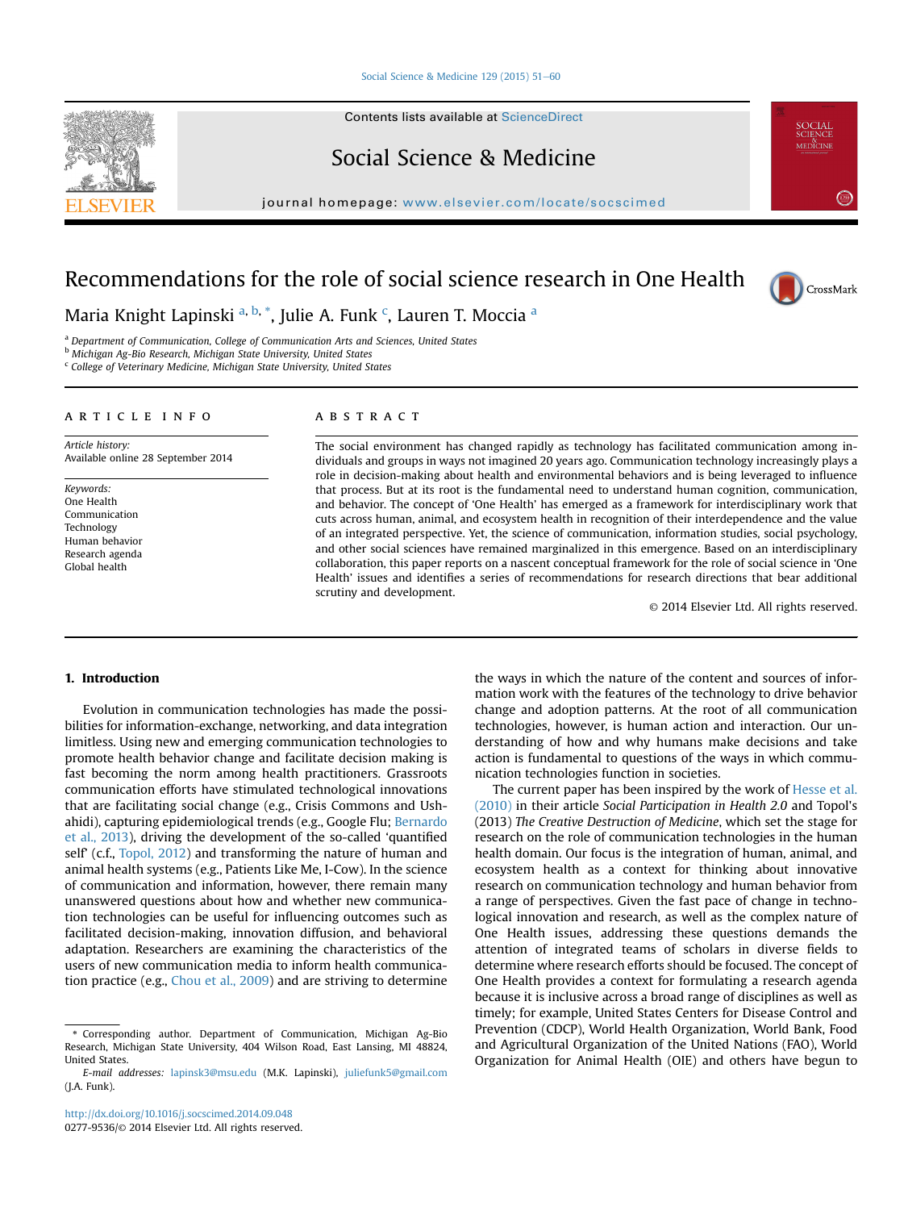# Recommendations for the role of social science research in One Health

Maria Knight Lapinski [a, b, *], Julie A. Funk [c], Lauren T. Moccia [a]

[a] Department of Communication, College of Communication Arts and Sciences, United States
[b] Michigan Ag-Bio Research, Michigan State University, United States
[c] College of Veterinary Medicine, Michigan State University, United States

## ARTICLE INFO

*Article history:*
Available online 28 September 2014

*Keywords:*
One Health
Communication
Technology
Human behavior
Research agenda
Global health

## ABSTRACT

The social environment has changed rapidly as technology has facilitated communication among individuals and groups in ways not imagined 20 years ago. Communication technology increasingly plays a role in decision-making about health and environmental behaviors and is being leveraged to influence that process. But at its root is the fundamental need to understand human cognition, communication, and behavior. The concept of 'One Health' has emerged as a framework for interdisciplinary work that cuts across human, animal, and ecosystem health in recognition of their interdependence and the value of an integrated perspective. Yet, the science of communication, information studies, social psychology, and other social sciences have remained marginalized in this emergence. Based on an interdisciplinary collaboration, this paper reports on a nascent conceptual framework for the role of social science in 'One Health' issues and identifies a series of recommendations for research directions that bear additional scrutiny and development.

© 2014 Elsevier Ltd. All rights reserved.

## 1. Introduction

Evolution in communication technologies has made the possibilities for information-exchange, networking, and data integration limitless. Using new and emerging communication technologies to promote health behavior change and facilitate decision making is fast becoming the norm among health practitioners. Grassroots communication efforts have stimulated technological innovations that are facilitating social change (e.g., Crisis Commons and Ushahidi), capturing epidemiological trends (e.g., Google Flu; Bernardo et al., 2013), driving the development of the so-called 'quantified self' (c.f., Topol, 2012) and transforming the nature of human and animal health systems (e.g., Patients Like Me, I-Cow). In the science of communication and information, however, there remain many unanswered questions about how and whether new communication technologies can be useful for influencing outcomes such as facilitated decision-making, innovation diffusion, and behavioral adaptation. Researchers are examining the characteristics of the users of new communication media to inform health communication practice (e.g., Chou et al., 2009) and are striving to determine the ways in which the nature of the content and sources of information work with the features of the technology to drive behavior change and adoption patterns. At the root of all communication technologies, however, is human action and interaction. Our understanding of how and why humans make decisions and take action is fundamental to questions of the ways in which communication technologies function in societies.

The current paper has been inspired by the work of Hesse et al. (2010) in their article *Social Participation in Health 2.0* and Topol's (2013) *The Creative Destruction of Medicine*, which set the stage for research on the role of communication technologies in the human health domain. Our focus is the integration of human, animal, and ecosystem health as a context for thinking about innovative research on communication technology and human behavior from a range of perspectives. Given the fast pace of change in technological innovation and research, as well as the complex nature of One Health issues, addressing these questions demands the attention of integrated teams of scholars in diverse fields to determine where research efforts should be focused. The concept of One Health provides a context for formulating a research agenda because it is inclusive across a broad range of disciplines as well as timely; for example, United States Centers for Disease Control and Prevention (CDCP), World Health Organization, World Bank, Food and Agricultural Organization of the United Nations (FAO), World Organization for Animal Health (OIE) and others have begun to

\* Corresponding author. Department of Communication, Michigan Ag-Bio Research, Michigan State University, 404 Wilson Road, East Lansing, MI 48824, United States.

*E-mail addresses:* lapinsk3@msu.edu (M.K. Lapinski), juliefunk5@gmail.com (J.A. Funk).

http://dx.doi.org/10.1016/j.socscimed.2014.09.048
0277-9536/© 2014 Elsevier Ltd. All rights reserved.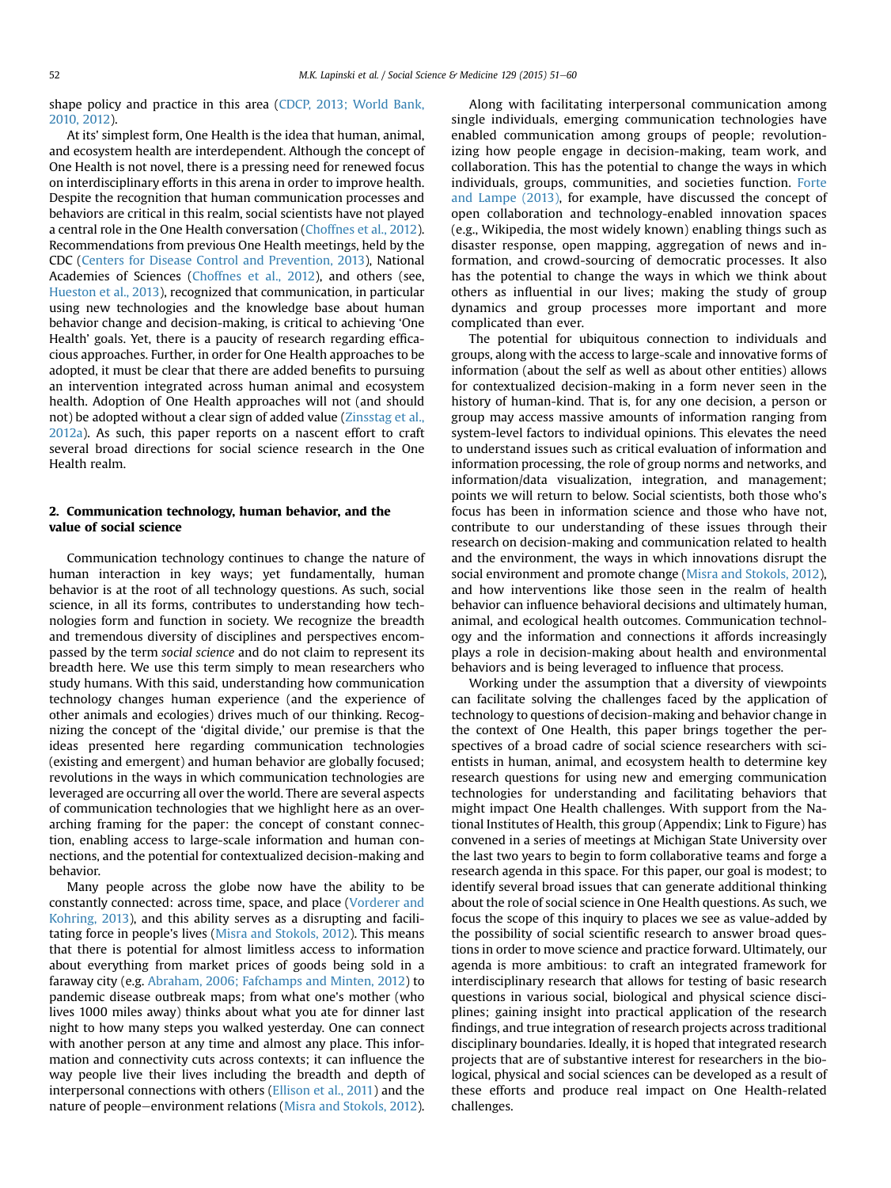shape policy and practice in this area (CDCP, 2013; World Bank, 2010, 2012).

At its' simplest form, One Health is the idea that human, animal, and ecosystem health are interdependent. Although the concept of One Health is not novel, there is a pressing need for renewed focus on interdisciplinary efforts in this arena in order to improve health. Despite the recognition that human communication processes and behaviors are critical in this realm, social scientists have not played a central role in the One Health conversation (Choffnes et al., 2012). Recommendations from previous One Health meetings, held by the CDC (Centers for Disease Control and Prevention, 2013), National Academies of Sciences (Choffnes et al., 2012), and others (see, Hueston et al., 2013), recognized that communication, in particular using new technologies and the knowledge base about human behavior change and decision-making, is critical to achieving 'One Health' goals. Yet, there is a paucity of research regarding efficacious approaches. Further, in order for One Health approaches to be adopted, it must be clear that there are added benefits to pursuing an intervention integrated across human animal and ecosystem health. Adoption of One Health approaches will not (and should not) be adopted without a clear sign of added value (Zinsstag et al., 2012a). As such, this paper reports on a nascent effort to craft several broad directions for social science research in the One Health realm.

## 2. Communication technology, human behavior, and the value of social science

Communication technology continues to change the nature of human interaction in key ways; yet fundamentally, human behavior is at the root of all technology questions. As such, social science, in all its forms, contributes to understanding how technologies form and function in society. We recognize the breadth and tremendous diversity of disciplines and perspectives encompassed by the term *social science* and do not claim to represent its breadth here. We use this term simply to mean researchers who study humans. With this said, understanding how communication technology changes human experience (and the experience of other animals and ecologies) drives much of our thinking. Recognizing the concept of the 'digital divide,' our premise is that the ideas presented here regarding communication technologies (existing and emergent) and human behavior are globally focused; revolutions in the ways in which communication technologies are leveraged are occurring all over the world. There are several aspects of communication technologies that we highlight here as an overarching framing for the paper: the concept of constant connection, enabling access to large-scale information and human connections, and the potential for contextualized decision-making and behavior.

Many people across the globe now have the ability to be constantly connected: across time, space, and place (Vorderer and Kohring, 2013), and this ability serves as a disrupting and facilitating force in people's lives (Misra and Stokols, 2012). This means that there is potential for almost limitless access to information about everything from market prices of goods being sold in a faraway city (e.g. Abraham, 2006; Fafchamps and Minten, 2012) to pandemic disease outbreak maps; from what one's mother (who lives 1000 miles away) thinks about what you ate for dinner last night to how many steps you walked yesterday. One can connect with another person at any time and almost any place. This information and connectivity cuts across contexts; it can influence the way people live their lives including the breadth and depth of interpersonal connections with others (Ellison et al., 2011) and the nature of people–environment relations (Misra and Stokols, 2012).

Along with facilitating interpersonal communication among single individuals, emerging communication technologies have enabled communication among groups of people; revolutionizing how people engage in decision-making, team work, and collaboration. This has the potential to change the ways in which individuals, groups, communities, and societies function. Forte and Lampe (2013), for example, have discussed the concept of open collaboration and technology-enabled innovation spaces (e.g., Wikipedia, the most widely known) enabling things such as disaster response, open mapping, aggregation of news and information, and crowd-sourcing of democratic processes. It also has the potential to change the ways in which we think about others as influential in our lives; making the study of group dynamics and group processes more important and more complicated than ever.

The potential for ubiquitous connection to individuals and groups, along with the access to large-scale and innovative forms of information (about the self as well as about other entities) allows for contextualized decision-making in a form never seen in the history of human-kind. That is, for any one decision, a person or group may access massive amounts of information ranging from system-level factors to individual opinions. This elevates the need to understand issues such as critical evaluation of information and information processing, the role of group norms and networks, and information/data visualization, integration, and management; points we will return to below. Social scientists, both those who's focus has been in information science and those who have not, contribute to our understanding of these issues through their research on decision-making and communication related to health and the environment, the ways in which innovations disrupt the social environment and promote change (Misra and Stokols, 2012), and how interventions like those seen in the realm of health behavior can influence behavioral decisions and ultimately human, animal, and ecological health outcomes. Communication technology and the information and connections it affords increasingly plays a role in decision-making about health and environmental behaviors and is being leveraged to influence that process.

Working under the assumption that a diversity of viewpoints can facilitate solving the challenges faced by the application of technology to questions of decision-making and behavior change in the context of One Health, this paper brings together the perspectives of a broad cadre of social science researchers with scientists in human, animal, and ecosystem health to determine key research questions for using new and emerging communication technologies for understanding and facilitating behaviors that might impact One Health challenges. With support from the National Institutes of Health, this group (Appendix; Link to Figure) has convened in a series of meetings at Michigan State University over the last two years to begin to form collaborative teams and forge a research agenda in this space. For this paper, our goal is modest; to identify several broad issues that can generate additional thinking about the role of social science in One Health questions. As such, we focus the scope of this inquiry to places we see as value-added by the possibility of social scientific research to answer broad questions in order to move science and practice forward. Ultimately, our agenda is more ambitious: to craft an integrated framework for interdisciplinary research that allows for testing of basic research questions in various social, biological and physical science disciplines; gaining insight into practical application of the research findings, and true integration of research projects across traditional disciplinary boundaries. Ideally, it is hoped that integrated research projects that are of substantive interest for researchers in the biological, physical and social sciences can be developed as a result of these efforts and produce real impact on One Health-related challenges.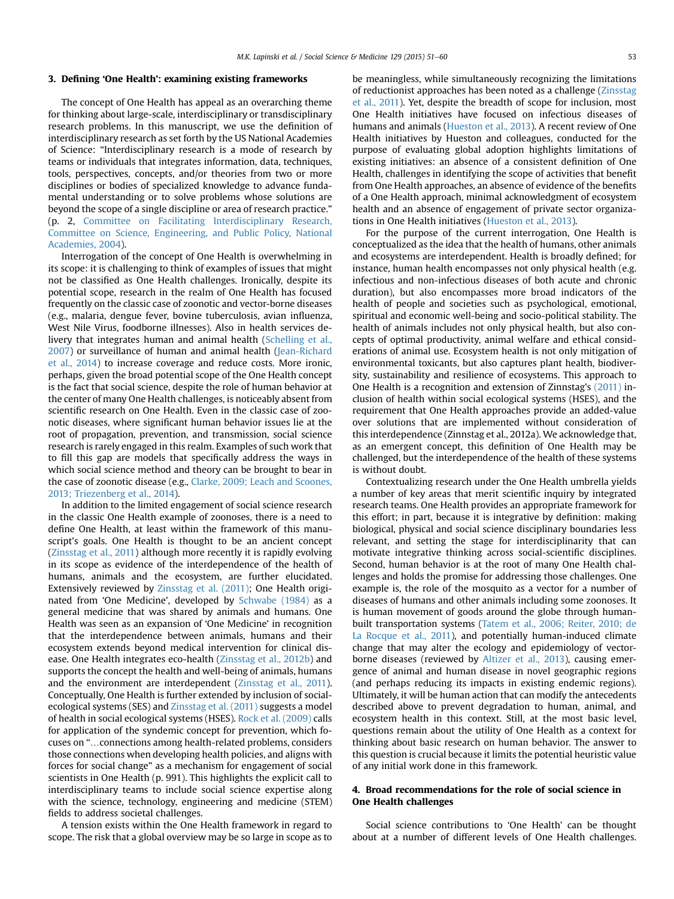## 3. Defining 'One Health': examining existing frameworks

The concept of One Health has appeal as an overarching theme for thinking about large-scale, interdisciplinary or transdisciplinary research problems. In this manuscript, we use the definition of interdisciplinary research as set forth by the US National Academies of Science: "Interdisciplinary research is a mode of research by teams or individuals that integrates information, data, techniques, tools, perspectives, concepts, and/or theories from two or more disciplines or bodies of specialized knowledge to advance fundamental understanding or to solve problems whose solutions are beyond the scope of a single discipline or area of research practice." (p. 2, Committee on Facilitating Interdisciplinary Research, Committee on Science, Engineering, and Public Policy, National Academies, 2004).

Interrogation of the concept of One Health is overwhelming in its scope: it is challenging to think of examples of issues that might not be classified as One Health challenges. Ironically, despite its potential scope, research in the realm of One Health has focused frequently on the classic case of zoonotic and vector-borne diseases (e.g., malaria, dengue fever, bovine tuberculosis, avian influenza, West Nile Virus, foodborne illnesses). Also in health services delivery that integrates human and animal health (Schelling et al., 2007) or surveillance of human and animal health (Jean-Richard et al., 2014) to increase coverage and reduce costs. More ironic, perhaps, given the broad potential scope of the One Health concept is the fact that social science, despite the role of human behavior at the center of many One Health challenges, is noticeably absent from scientific research on One Health. Even in the classic case of zoonotic diseases, where significant human behavior issues lie at the root of propagation, prevention, and transmission, social science research is rarely engaged in this realm. Examples of such work that to fill this gap are models that specifically address the ways in which social science method and theory can be brought to bear in the case of zoonotic disease (e.g., Clarke, 2009; Leach and Scoones, 2013; Triezenberg et al., 2014).

In addition to the limited engagement of social science research in the classic One Health example of zoonoses, there is a need to define One Health, at least within the framework of this manuscript's goals. One Health is thought to be an ancient concept (Zinsstag et al., 2011) although more recently it is rapidly evolving in its scope as evidence of the interdependence of the health of humans, animals and the ecosystem, are further elucidated. Extensively reviewed by Zinsstag et al. (2011); One Health originated from 'One Medicine', developed by Schwabe (1984) as a general medicine that was shared by animals and humans. One Health was seen as an expansion of 'One Medicine' in recognition that the interdependence between animals, humans and their ecosystem extends beyond medical intervention for clinical disease. One Health integrates eco-health (Zinsstag et al., 2012b) and supports the concept the health and well-being of animals, humans and the environment are interdependent (Zinsstag et al., 2011). Conceptually, One Health is further extended by inclusion of social-ecological systems (SES) and Zinsstag et al. (2011) suggests a model of health in social ecological systems (HSES). Rock et al. (2009) calls for application of the syndemic concept for prevention, which focuses on "…connections among health-related problems, considers those connections when developing health policies, and aligns with forces for social change" as a mechanism for engagement of social scientists in One Health (p. 991). This highlights the explicit call to interdisciplinary teams to include social science expertise along with the science, technology, engineering and medicine (STEM) fields to address societal challenges.

A tension exists within the One Health framework in regard to scope. The risk that a global overview may be so large in scope as to be meaningless, while simultaneously recognizing the limitations of reductionist approaches has been noted as a challenge (Zinsstag et al., 2011). Yet, despite the breadth of scope for inclusion, most One Health initiatives have focused on infectious diseases of humans and animals (Hueston et al., 2013). A recent review of One Health initiatives by Hueston and colleagues, conducted for the purpose of evaluating global adoption highlights limitations of existing initiatives: an absence of a consistent definition of One Health, challenges in identifying the scope of activities that benefit from One Health approaches, an absence of evidence of the benefits of a One Health approach, minimal acknowledgment of ecosystem health and an absence of engagement of private sector organizations in One Health initiatives (Hueston et al., 2013).

For the purpose of the current interrogation, One Health is conceptualized as the idea that the health of humans, other animals and ecosystems are interdependent. Health is broadly defined; for instance, human health encompasses not only physical health (e.g. infectious and non-infectious diseases of both acute and chronic duration), but also encompasses more broad indicators of the health of people and societies such as psychological, emotional, spiritual and economic well-being and socio-political stability. The health of animals includes not only physical health, but also concepts of optimal productivity, animal welfare and ethical considerations of animal use. Ecosystem health is not only mitigation of environmental toxicants, but also captures plant health, biodiversity, sustainability and resilience of ecosystems. This approach to One Health is a recognition and extension of Zinnstag's (2011) inclusion of health within social ecological systems (HSES), and the requirement that One Health approaches provide an added-value over solutions that are implemented without consideration of this interdependence (Zinnstag et al., 2012a). We acknowledge that, as an emergent concept, this definition of One Health may be challenged, but the interdependence of the health of these systems is without doubt.

Contextualizing research under the One Health umbrella yields a number of key areas that merit scientific inquiry by integrated research teams. One Health provides an appropriate framework for this effort; in part, because it is integrative by definition: making biological, physical and social science disciplinary boundaries less relevant, and setting the stage for interdisciplinarity that can motivate integrative thinking across social-scientific disciplines. Second, human behavior is at the root of many One Health challenges and holds the promise for addressing those challenges. One example is, the role of the mosquito as a vector for a number of diseases of humans and other animals including some zoonoses. It is human movement of goods around the globe through human-built transportation systems (Tatem et al., 2006; Reiter, 2010; de La Rocque et al., 2011), and potentially human-induced climate change that may alter the ecology and epidemiology of vector-borne diseases (reviewed by Altizer et al., 2013), causing emergence of animal and human disease in novel geographic regions (and perhaps reducing its impacts in existing endemic regions). Ultimately, it will be human action that can modify the antecedents described above to prevent degradation to human, animal, and ecosystem health in this context. Still, at the most basic level, questions remain about the utility of One Health as a context for thinking about basic research on human behavior. The answer to this question is crucial because it limits the potential heuristic value of any initial work done in this framework.

## 4. Broad recommendations for the role of social science in One Health challenges

Social science contributions to 'One Health' can be thought about at a number of different levels of One Health challenges.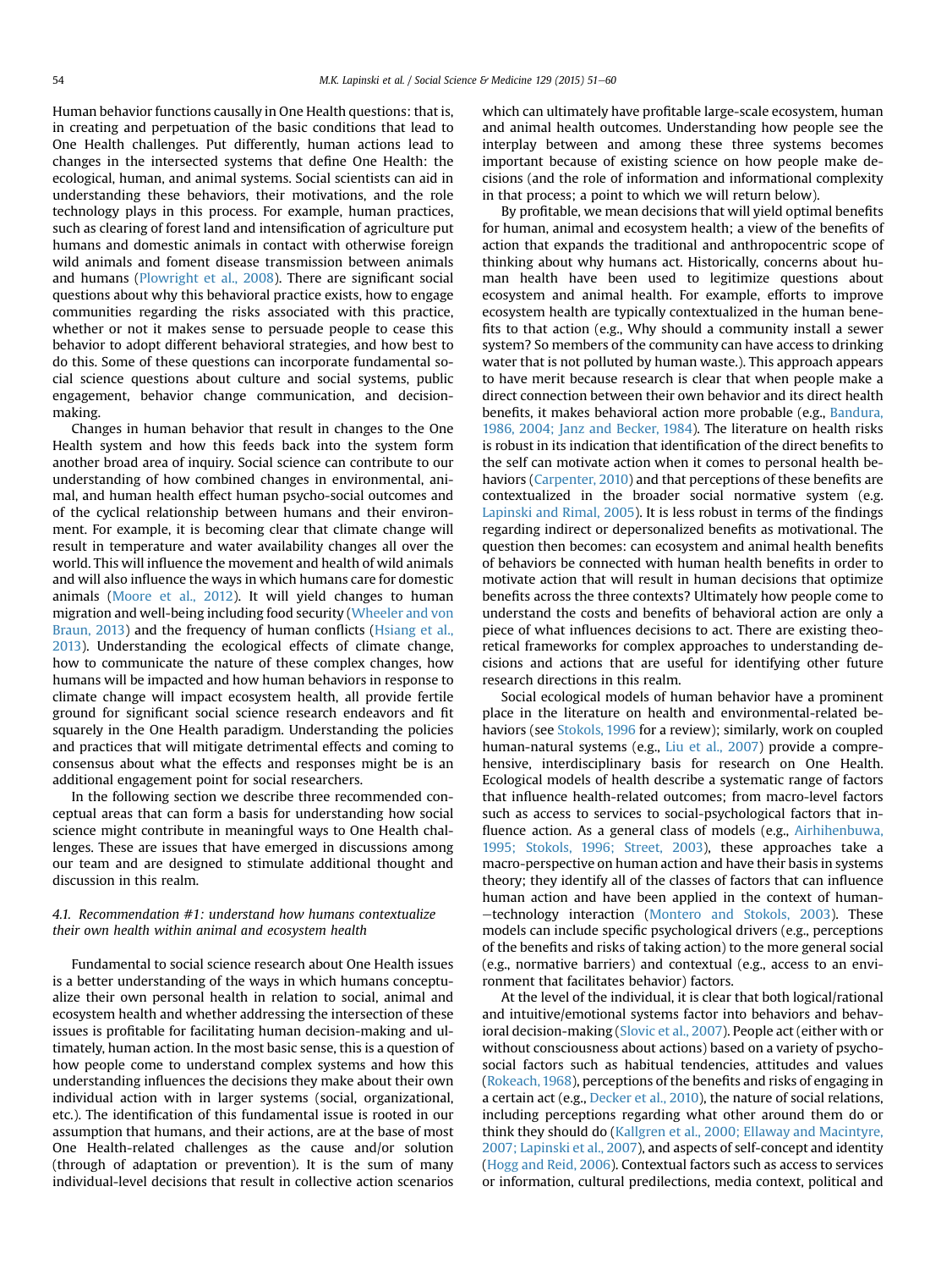Human behavior functions causally in One Health questions: that is, in creating and perpetuation of the basic conditions that lead to One Health challenges. Put differently, human actions lead to changes in the intersected systems that define One Health: the ecological, human, and animal systems. Social scientists can aid in understanding these behaviors, their motivations, and the role technology plays in this process. For example, human practices, such as clearing of forest land and intensification of agriculture put humans and domestic animals in contact with otherwise foreign wild animals and foment disease transmission between animals and humans (Plowright et al., 2008). There are significant social questions about why this behavioral practice exists, how to engage communities regarding the risks associated with this practice, whether or not it makes sense to persuade people to cease this behavior to adopt different behavioral strategies, and how best to do this. Some of these questions can incorporate fundamental social science questions about culture and social systems, public engagement, behavior change communication, and decision-making.

Changes in human behavior that result in changes to the One Health system and how this feeds back into the system form another broad area of inquiry. Social science can contribute to our understanding of how combined changes in environmental, animal, and human health effect human psycho-social outcomes and of the cyclical relationship between humans and their environment. For example, it is becoming clear that climate change will result in temperature and water availability changes all over the world. This will influence the movement and health of wild animals and will also influence the ways in which humans care for domestic animals (Moore et al., 2012). It will yield changes to human migration and well-being including food security (Wheeler and von Braun, 2013) and the frequency of human conflicts (Hsiang et al., 2013). Understanding the ecological effects of climate change, how to communicate the nature of these complex changes, how humans will be impacted and how human behaviors in response to climate change will impact ecosystem health, all provide fertile ground for significant social science research endeavors and fit squarely in the One Health paradigm. Understanding the policies and practices that will mitigate detrimental effects and coming to consensus about what the effects and responses might be is an additional engagement point for social researchers.

In the following section we describe three recommended conceptual areas that can form a basis for understanding how social science might contribute in meaningful ways to One Health challenges. These are issues that have emerged in discussions among our team and are designed to stimulate additional thought and discussion in this realm.

### 4.1. Recommendation #1: understand how humans contextualize their own health within animal and ecosystem health

Fundamental to social science research about One Health issues is a better understanding of the ways in which humans conceptualize their own personal health in relation to social, animal and ecosystem health and whether addressing the intersection of these issues is profitable for facilitating human decision-making and ultimately, human action. In the most basic sense, this is a question of how people come to understand complex systems and how this understanding influences the decisions they make about their own individual action with in larger systems (social, organizational, etc.). The identification of this fundamental issue is rooted in our assumption that humans, and their actions, are at the base of most One Health-related challenges as the cause and/or solution (through of adaptation or prevention). It is the sum of many individual-level decisions that result in collective action scenarios which can ultimately have profitable large-scale ecosystem, human and animal health outcomes. Understanding how people see the interplay between and among these three systems becomes important because of existing science on how people make decisions (and the role of information and informational complexity in that process; a point to which we will return below).

By profitable, we mean decisions that will yield optimal benefits for human, animal and ecosystem health; a view of the benefits of action that expands the traditional and anthropocentric scope of thinking about why humans act. Historically, concerns about human health have been used to legitimize questions about ecosystem and animal health. For example, efforts to improve ecosystem health are typically contextualized in the human benefits to that action (e.g., Why should a community install a sewer system? So members of the community can have access to drinking water that is not polluted by human waste.). This approach appears to have merit because research is clear that when people make a direct connection between their own behavior and its direct health benefits, it makes behavioral action more probable (e.g., Bandura, 1986, 2004; Janz and Becker, 1984). The literature on health risks is robust in its indication that identification of the direct benefits to the self can motivate action when it comes to personal health behaviors (Carpenter, 2010) and that perceptions of these benefits are contextualized in the broader social normative system (e.g. Lapinski and Rimal, 2005). It is less robust in terms of the findings regarding indirect or depersonalized benefits as motivational. The question then becomes: can ecosystem and animal health benefits of behaviors be connected with human health benefits in order to motivate action that will result in human decisions that optimize benefits across the three contexts? Ultimately how people come to understand the costs and benefits of behavioral action are only a piece of what influences decisions to act. There are existing theoretical frameworks for complex approaches to understanding decisions and actions that are useful for identifying other future research directions in this realm.

Social ecological models of human behavior have a prominent place in the literature on health and environmental-related behaviors (see Stokols, 1996 for a review); similarly, work on coupled human-natural systems (e.g., Liu et al., 2007) provide a comprehensive, interdisciplinary basis for research on One Health. Ecological models of health describe a systematic range of factors that influence health-related outcomes; from macro-level factors such as access to services to social-psychological factors that influence action. As a general class of models (e.g., Airhihenbuwa, 1995; Stokols, 1996; Street, 2003), these approaches take a macro-perspective on human action and have their basis in systems theory; they identify all of the classes of factors that can influence human action and have been applied in the context of human–technology interaction (Montero and Stokols, 2003). These models can include specific psychological drivers (e.g., perceptions of the benefits and risks of taking action) to the more general social (e.g., normative barriers) and contextual (e.g., access to an environment that facilitates behavior) factors.

At the level of the individual, it is clear that both logical/rational and intuitive/emotional systems factor into behaviors and behavioral decision-making (Slovic et al., 2007). People act (either with or without consciousness about actions) based on a variety of psychosocial factors such as habitual tendencies, attitudes and values (Rokeach, 1968), perceptions of the benefits and risks of engaging in a certain act (e.g., Decker et al., 2010), the nature of social relations, including perceptions regarding what other around them do or think they should do (Kallgren et al., 2000; Ellaway and Macintyre, 2007; Lapinski et al., 2007), and aspects of self-concept and identity (Hogg and Reid, 2006). Contextual factors such as access to services or information, cultural predilections, media context, political and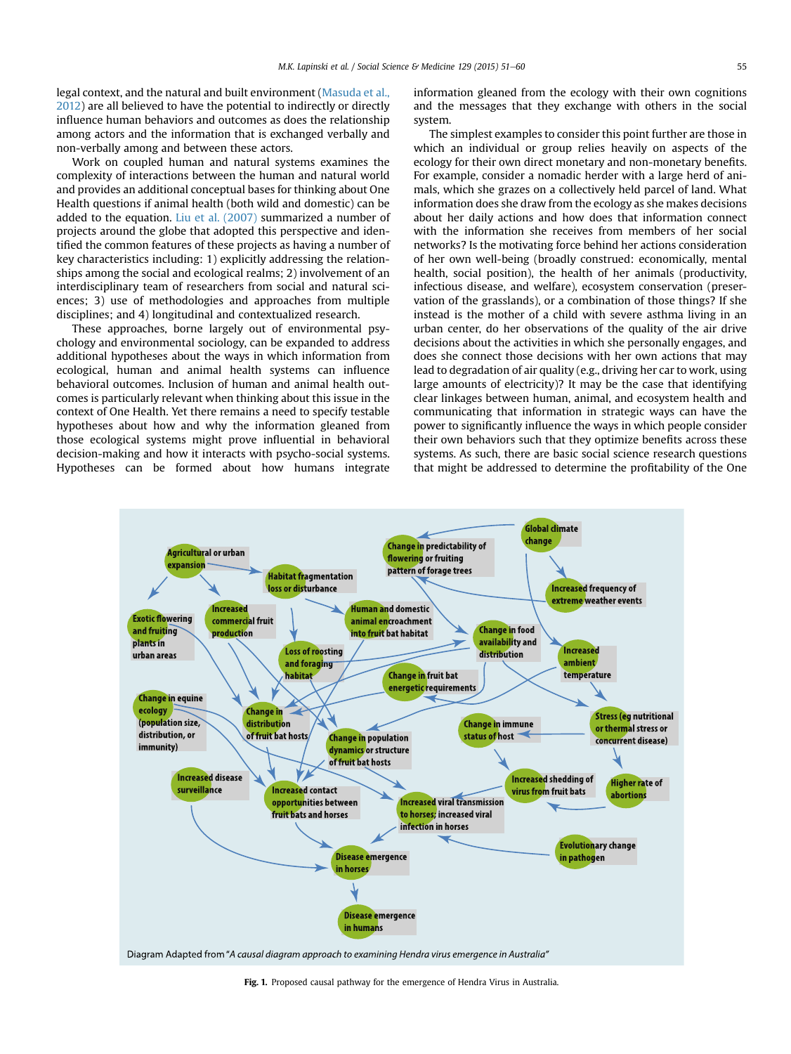legal context, and the natural and built environment (Masuda et al., 2012) are all believed to have the potential to indirectly or directly influence human behaviors and outcomes as does the relationship among actors and the information that is exchanged verbally and non-verbally among and between these actors.

Work on coupled human and natural systems examines the complexity of interactions between the human and natural world and provides an additional conceptual bases for thinking about One Health questions if animal health (both wild and domestic) can be added to the equation. Liu et al. (2007) summarized a number of projects around the globe that adopted this perspective and identified the common features of these projects as having a number of key characteristics including: 1) explicitly addressing the relationships among the social and ecological realms; 2) involvement of an interdisciplinary team of researchers from social and natural sciences; 3) use of methodologies and approaches from multiple disciplines; and 4) longitudinal and contextualized research.

These approaches, borne largely out of environmental psychology and environmental sociology, can be expanded to address additional hypotheses about the ways in which information from ecological, human and animal health systems can influence behavioral outcomes. Inclusion of human and animal health outcomes is particularly relevant when thinking about this issue in the context of One Health. Yet there remains a need to specify testable hypotheses about how and why the information gleaned from those ecological systems might prove influential in behavioral decision-making and how it interacts with psycho-social systems. Hypotheses can be formed about how humans integrate information gleaned from the ecology with their own cognitions and the messages that they exchange with others in the social system.

The simplest examples to consider this point further are those in which an individual or group relies heavily on aspects of the ecology for their own direct monetary and non-monetary benefits. For example, consider a nomadic herder with a large herd of animals, which she grazes on a collectively held parcel of land. What information does she draw from the ecology as she makes decisions about her daily actions and how does that information connect with the information she receives from members of her social networks? Is the motivating force behind her actions consideration of her own well-being (broadly construed: economically, mental health, social position), the health of her animals (productivity, infectious disease, and welfare), ecosystem conservation (preservation of the grasslands), or a combination of those things? If she instead is the mother of a child with severe asthma living in an urban center, do her observations of the quality of the air drive decisions about the activities in which she personally engages, and does she connect those decisions with her own actions that may lead to degradation of air quality (e.g., driving her car to work, using large amounts of electricity)? It may be the case that identifying clear linkages between human, animal, and ecosystem health and communicating that information in strategic ways can have the power to significantly influence the ways in which people consider their own behaviors such that they optimize benefits across these systems. As such, there are basic social science research questions that might be addressed to determine the profitability of the One

Diagram Adapted from "*A causal diagram approach to examining Hendra virus emergence in Australia*"

**Fig. 1.** Proposed causal pathway for the emergence of Hendra Virus in Australia.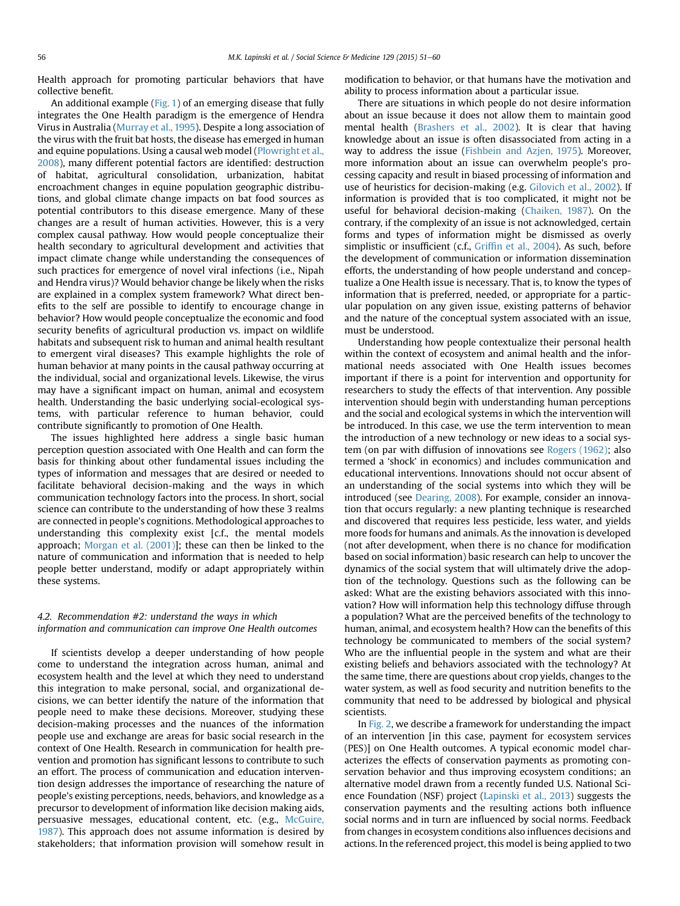Health approach for promoting particular behaviors that have collective benefit.

An additional example (Fig. 1) of an emerging disease that fully integrates the One Health paradigm is the emergence of Hendra Virus in Australia (Murray et al., 1995). Despite a long association of the virus with the fruit bat hosts, the disease has emerged in human and equine populations. Using a causal web model (Plowright et al., 2008), many different potential factors are identified: destruction of habitat, agricultural consolidation, urbanization, habitat encroachment changes in equine population geographic distributions, and global climate change impacts on bat food sources as potential contributors to this disease emergence. Many of these changes are a result of human activities. However, this is a very complex causal pathway. How would people conceptualize their health secondary to agricultural development and activities that impact climate change while understanding the consequences of such practices for emergence of novel viral infections (i.e., Nipah and Hendra virus)? Would behavior change be likely when the risks are explained in a complex system framework? What direct benefits to the self are possible to identify to encourage change in behavior? How would people conceptualize the economic and food security benefits of agricultural production vs. impact on wildlife habitats and subsequent risk to human and animal health resultant to emergent viral diseases? This example highlights the role of human behavior at many points in the causal pathway occurring at the individual, social and organizational levels. Likewise, the virus may have a significant impact on human, animal and ecosystem health. Understanding the basic underlying social-ecological systems, with particular reference to human behavior, could contribute significantly to promotion of One Health.

The issues highlighted here address a single basic human perception question associated with One Health and can form the basis for thinking about other fundamental issues including the types of information and messages that are desired or needed to facilitate behavioral decision-making and the ways in which communication technology factors into the process. In short, social science can contribute to the understanding of how these 3 realms are connected in people's cognitions. Methodological approaches to understanding this complexity exist [c.f., the mental models approach; Morgan et al. (2001)]; these can then be linked to the nature of communication and information that is needed to help people better understand, modify or adapt appropriately within these systems.

### 4.2. Recommendation #2: understand the ways in which information and communication can improve One Health outcomes

If scientists develop a deeper understanding of how people come to understand the integration across human, animal and ecosystem health and the level at which they need to understand this integration to make personal, social, and organizational decisions, we can better identify the nature of the information that people need to make these decisions. Moreover, studying these decision-making processes and the nuances of the information people use and exchange are areas for basic social research in the context of One Health. Research in communication for health prevention and promotion has significant lessons to contribute to such an effort. The process of communication and education intervention design addresses the importance of researching the nature of people's existing perceptions, needs, behaviors, and knowledge as a precursor to development of information like decision making aids, persuasive messages, educational content, etc. (e.g., McGuire, 1987). This approach does not assume information is desired by stakeholders; that information provision will somehow result in modification to behavior, or that humans have the motivation and ability to process information about a particular issue.

There are situations in which people do not desire information about an issue because it does not allow them to maintain good mental health (Brashers et al., 2002). It is clear that having knowledge about an issue is often disassociated from acting in a way to address the issue (Fishbein and Azjen, 1975). Moreover, more information about an issue can overwhelm people's processing capacity and result in biased processing of information and use of heuristics for decision-making (e.g. Gilovich et al., 2002). If information is provided that is too complicated, it might not be useful for behavioral decision-making (Chaiken, 1987). On the contrary, if the complexity of an issue is not acknowledged, certain forms and types of information might be dismissed as overly simplistic or insufficient (c.f., Griffin et al., 2004). As such, before the development of communication or information dissemination efforts, the understanding of how people understand and conceptualize a One Health issue is necessary. That is, to know the types of information that is preferred, needed, or appropriate for a particular population on any given issue, existing patterns of behavior and the nature of the conceptual system associated with an issue, must be understood.

Understanding how people contextualize their personal health within the context of ecosystem and animal health and the informational needs associated with One Health issues becomes important if there is a point for intervention and opportunity for researchers to study the effects of that intervention. Any possible intervention should begin with understanding human perceptions and the social and ecological systems in which the intervention will be introduced. In this case, we use the term intervention to mean the introduction of a new technology or new ideas to a social system (on par with diffusion of innovations see Rogers (1962); also termed a 'shock' in economics) and includes communication and educational interventions. Innovations should not occur absent of an understanding of the social systems into which they will be introduced (see Dearing, 2008). For example, consider an innovation that occurs regularly: a new planting technique is researched and discovered that requires less pesticide, less water, and yields more foods for humans and animals. As the innovation is developed (not after development, when there is no chance for modification based on social information) basic research can help to uncover the dynamics of the social system that will ultimately drive the adoption of the technology. Questions such as the following can be asked: What are the existing behaviors associated with this innovation? How will information help this technology diffuse through a population? What are the perceived benefits of the technology to human, animal, and ecosystem health? How can the benefits of this technology be communicated to members of the social system? Who are the influential people in the system and what are their existing beliefs and behaviors associated with the technology? At the same time, there are questions about crop yields, changes to the water system, as well as food security and nutrition benefits to the community that need to be addressed by biological and physical scientists.

In Fig. 2, we describe a framework for understanding the impact of an intervention [in this case, payment for ecosystem services (PES)] on One Health outcomes. A typical economic model characterizes the effects of conservation payments as promoting conservation behavior and thus improving ecosystem conditions; an alternative model drawn from a recently funded U.S. National Science Foundation (NSF) project (Lapinski et al., 2013) suggests the conservation payments and the resulting actions both influence social norms and in turn are influenced by social norms. Feedback from changes in ecosystem conditions also influences decisions and actions. In the referenced project, this model is being applied to two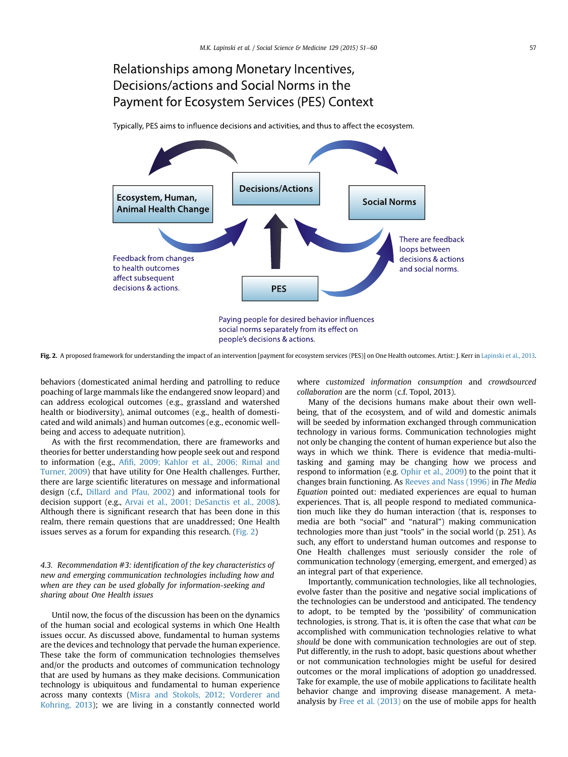Relationships among Monetary Incentives, Decisions/actions and Social Norms in the Payment for Ecosystem Services (PES) Context

Typically, PES aims to influence decisions and activities, and thus to affect the ecosystem.

Ecosystem, Human, Animal Health Change

Decisions/Actions

Social Norms

Feedback from changes to health outcomes affect subsequent decisions & actions.

PES

There are feedback loops between decisions & actions and social norms.

Paying people for desired behavior influences social norms separately from its effect on people's decisions & actions.

**Fig. 2.** A proposed framework for understanding the impact of an intervention [payment for ecosystem services (PES)] on One Health outcomes. Artist: J. Kerr in Lapinski et al., 2013.

behaviors (domesticated animal herding and patrolling to reduce poaching of large mammals like the endangered snow leopard) and can address ecological outcomes (e.g., grassland and watershed health or biodiversity), animal outcomes (e.g., health of domesticated and wild animals) and human outcomes (e.g., economic well-being and access to adequate nutrition).

As with the first recommendation, there are frameworks and theories for better understanding how people seek out and respond to information (e.g., Afifi, 2009; Kahlor et al., 2006; Rimal and Turner, 2009) that have utility for One Health challenges. Further, there are large scientific literatures on message and informational design (c.f., Dillard and Pfau, 2002) and informational tools for decision support (e.g., Arvai et al., 2001; DeSanctis et al., 2008). Although there is significant research that has been done in this realm, there remain questions that are unaddressed; One Health issues serves as a forum for expanding this research. (Fig. 2)

### *4.3. Recommendation #3: identification of the key characteristics of new and emerging communication technologies including how and when are they can be used globally for information-seeking and sharing about One Health issues*

Until now, the focus of the discussion has been on the dynamics of the human social and ecological systems in which One Health issues occur. As discussed above, fundamental to human systems are the devices and technology that pervade the human experience. These take the form of communication technologies themselves and/or the products and outcomes of communication technology that are used by humans as they make decisions. Communication technology is ubiquitous and fundamental to human experience across many contexts (Misra and Stokols, 2012; Vorderer and Kohring, 2013); we are living in a constantly connected world where *customized information consumption* and *crowdsourced collaboration* are the norm (c.f. Topol, 2013).

Many of the decisions humans make about their own well-being, that of the ecosystem, and of wild and domestic animals will be seeded by information exchanged through communication technology in various forms. Communication technologies might not only be changing the content of human experience but also the ways in which we think. There is evidence that media-multitasking and gaming may be changing how we process and respond to information (e.g. Ophir et al., 2009) to the point that it changes brain functioning. As Reeves and Nass (1996) in *The Media Equation* pointed out: mediated experiences are equal to human experiences. That is, all people respond to mediated communication much like they do human interaction (that is, responses to media are both "social" and "natural") making communication technologies more than just "tools" in the social world (p. 251). As such, any effort to understand human outcomes and response to One Health challenges must seriously consider the role of communication technology (emerging, emergent, and emerged) as an integral part of that experience.

Importantly, communication technologies, like all technologies, evolve faster than the positive and negative social implications of the technologies can be understood and anticipated. The tendency to adopt, to be tempted by the 'possibility' of communication technologies, is strong. That is, it is often the case that what *can* be accomplished with communication technologies relative to what *should* be done with communication technologies are out of step. Put differently, in the rush to adopt, basic questions about whether or not communication technologies might be useful for desired outcomes or the moral implications of adoption go unaddressed. Take for example, the use of mobile applications to facilitate health behavior change and improving disease management. A meta-analysis by Free et al. (2013) on the use of mobile apps for health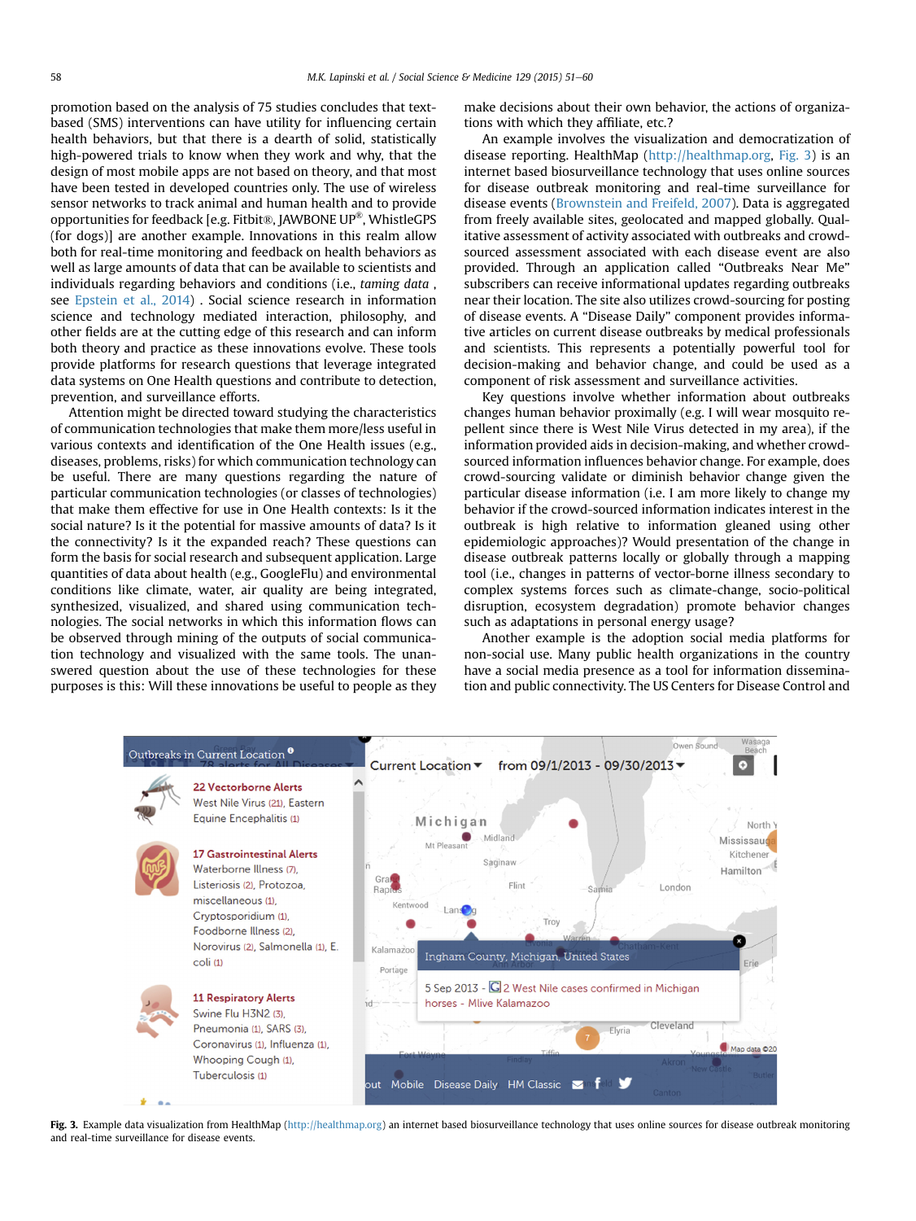promotion based on the analysis of 75 studies concludes that text-based (SMS) interventions can have utility for influencing certain health behaviors, but that there is a dearth of solid, statistically high-powered trials to know when they work and why, that the design of most mobile apps are not based on theory, and that most have been tested in developed countries only. The use of wireless sensor networks to track animal and human health and to provide opportunities for feedback [e.g. Fitbit®, JAWBONE UP®, WhistleGPS (for dogs)] are another example. Innovations in this realm allow both for real-time monitoring and feedback on health behaviors as well as large amounts of data that can be available to scientists and individuals regarding behaviors and conditions (i.e., *taming data* , see Epstein et al., 2014) . Social science research in information science and technology mediated interaction, philosophy, and other fields are at the cutting edge of this research and can inform both theory and practice as these innovations evolve. These tools provide platforms for research questions that leverage integrated data systems on One Health questions and contribute to detection, prevention, and surveillance efforts.

Attention might be directed toward studying the characteristics of communication technologies that make them more/less useful in various contexts and identification of the One Health issues (e.g., diseases, problems, risks) for which communication technology can be useful. There are many questions regarding the nature of particular communication technologies (or classes of technologies) that make them effective for use in One Health contexts: Is it the social nature? Is it the potential for massive amounts of data? Is it the connectivity? Is it the expanded reach? These questions can form the basis for social research and subsequent application. Large quantities of data about health (e.g., GoogleFlu) and environmental conditions like climate, water, air quality are being integrated, synthesized, visualized, and shared using communication technologies. The social networks in which this information flows can be observed through mining of the outputs of social communication technology and visualized with the same tools. The unanswered question about the use of these technologies for these purposes is this: Will these innovations be useful to people as they make decisions about their own behavior, the actions of organizations with which they affiliate, etc.?

An example involves the visualization and democratization of disease reporting. HealthMap (http://healthmap.org, Fig. 3) is an internet based biosurveillance technology that uses online sources for disease outbreak monitoring and real-time surveillance for disease events (Brownstein and Freifeld, 2007). Data is aggregated from freely available sites, geolocated and mapped globally. Qualitative assessment of activity associated with outbreaks and crowd-sourced assessment associated with each disease event are also provided. Through an application called "Outbreaks Near Me" subscribers can receive informational updates regarding outbreaks near their location. The site also utilizes crowd-sourcing for posting of disease events. A "Disease Daily" component provides informative articles on current disease outbreaks by medical professionals and scientists. This represents a potentially powerful tool for decision-making and behavior change, and could be used as a component of risk assessment and surveillance activities.

Key questions involve whether information about outbreaks changes human behavior proximally (e.g. I will wear mosquito repellent since there is West Nile Virus detected in my area), if the information provided aids in decision-making, and whether crowd-sourced information influences behavior change. For example, does crowd-sourcing validate or diminish behavior change given the particular disease information (i.e. I am more likely to change my behavior if the crowd-sourced information indicates interest in the outbreak is high relative to information gleaned using other epidemiologic approaches)? Would presentation of the change in disease outbreak patterns locally or globally through a mapping tool (i.e., changes in patterns of vector-borne illness secondary to complex systems forces such as climate-change, socio-political disruption, ecosystem degradation) promote behavior changes such as adaptations in personal energy usage?

Another example is the adoption social media platforms for non-social use. Many public health organizations in the country have a social media presence as a tool for information dissemination and public connectivity. The US Centers for Disease Control and

**Fig. 3.** Example data visualization from HealthMap (http://healthmap.org) an internet based biosurveillance technology that uses online sources for disease outbreak monitoring and real-time surveillance for disease events.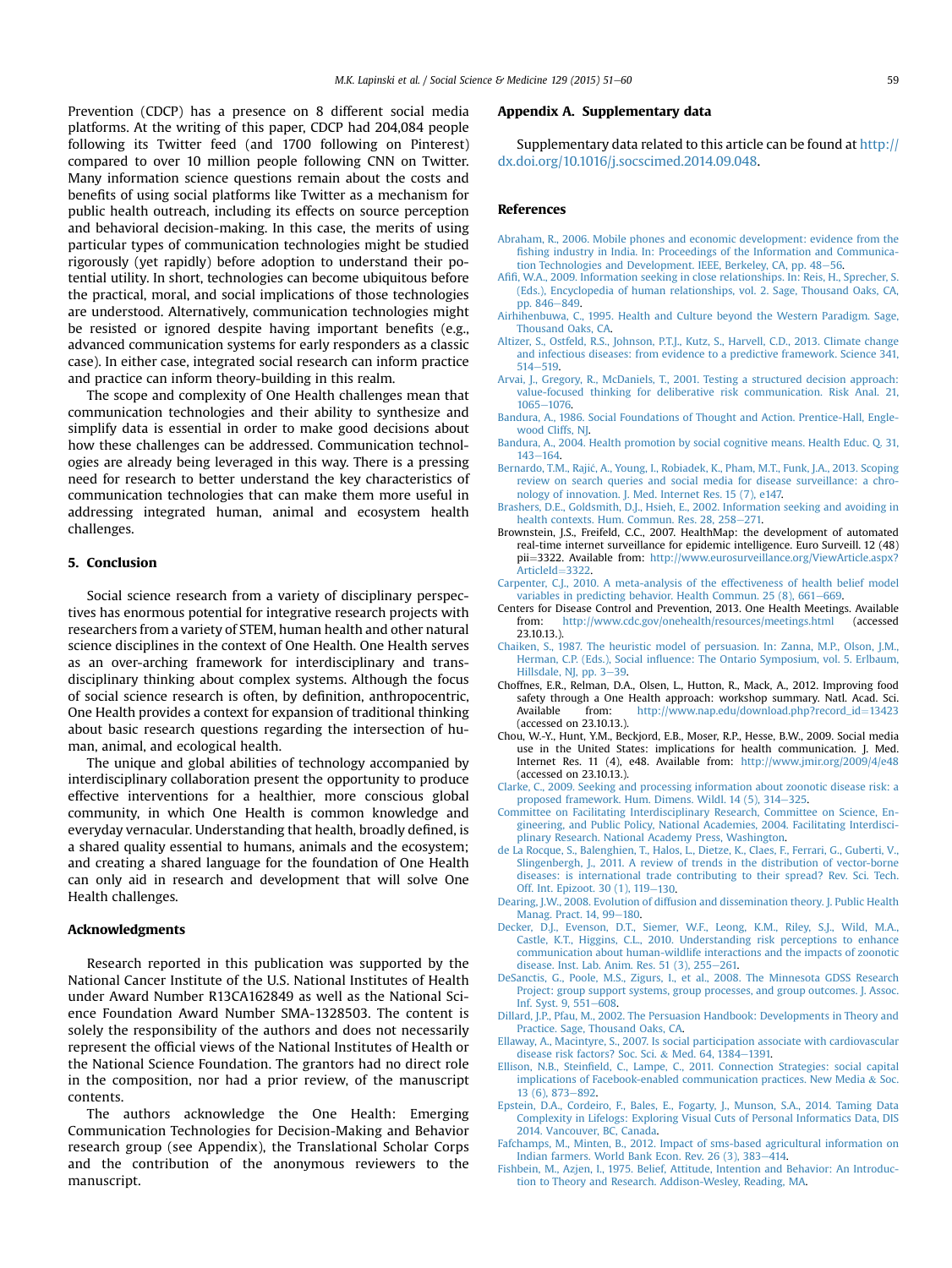Prevention (CDCP) has a presence on 8 different social media platforms. At the writing of this paper, CDCP had 204,084 people following its Twitter feed (and 1700 following on Pinterest) compared to over 10 million people following CNN on Twitter. Many information science questions remain about the costs and benefits of using social platforms like Twitter as a mechanism for public health outreach, including its effects on source perception and behavioral decision-making. In this case, the merits of using particular types of communication technologies might be studied rigorously (yet rapidly) before adoption to understand their potential utility. In short, technologies can become ubiquitous before the practical, moral, and social implications of those technologies are understood. Alternatively, communication technologies might be resisted or ignored despite having important benefits (e.g., advanced communication systems for early responders as a classic case). In either case, integrated social research can inform practice and practice can inform theory-building in this realm.

The scope and complexity of One Health challenges mean that communication technologies and their ability to synthesize and simplify data is essential in order to make good decisions about how these challenges can be addressed. Communication technologies are already being leveraged in this way. There is a pressing need for research to better understand the key characteristics of communication technologies that can make them more useful in addressing integrated human, animal and ecosystem health challenges.

## 5. Conclusion

Social science research from a variety of disciplinary perspectives has enormous potential for integrative research projects with researchers from a variety of STEM, human health and other natural science disciplines in the context of One Health. One Health serves as an over-arching framework for interdisciplinary and transdisciplinary thinking about complex systems. Although the focus of social science research is often, by definition, anthropocentric, One Health provides a context for expansion of traditional thinking about basic research questions regarding the intersection of human, animal, and ecological health.

The unique and global abilities of technology accompanied by interdisciplinary collaboration present the opportunity to produce effective interventions for a healthier, more conscious global community, in which One Health is common knowledge and everyday vernacular. Understanding that health, broadly defined, is a shared quality essential to humans, animals and the ecosystem; and creating a shared language for the foundation of One Health can only aid in research and development that will solve One Health challenges.

## Acknowledgments

Research reported in this publication was supported by the National Cancer Institute of the U.S. National Institutes of Health under Award Number R13CA162849 as well as the National Science Foundation Award Number SMA-1328503. The content is solely the responsibility of the authors and does not necessarily represent the official views of the National Institutes of Health or the National Science Foundation. The grantors had no direct role in the composition, nor had a prior review, of the manuscript contents.

The authors acknowledge the One Health: Emerging Communication Technologies for Decision-Making and Behavior research group (see Appendix), the Translational Scholar Corps and the contribution of the anonymous reviewers to the manuscript.

## Appendix A. Supplementary data

Supplementary data related to this article can be found at http://dx.doi.org/10.1016/j.socscimed.2014.09.048.

## References

Abraham, R., 2006. Mobile phones and economic development: evidence from the fishing industry in India. In: Proceedings of the Information and Communication Technologies and Development. IEEE, Berkeley, CA, pp. 48–56.

Afifi, W.A., 2009. Information seeking in close relationships. In: Reis, H., Sprecher, S. (Eds.), Encyclopedia of human relationships, vol. 2. Sage, Thousand Oaks, CA, pp. 846–849.

Airhihenbuwa, C., 1995. Health and Culture beyond the Western Paradigm. Sage, Thousand Oaks, CA.

Altizer, S., Ostfeld, R.S., Johnson, P.T.J., Kutz, S., Harvell, C.D., 2013. Climate change and infectious diseases: from evidence to a predictive framework. Science 341, 514–519.

Arvai, J., Gregory, R., McDaniels, T., 2001. Testing a structured decision approach: value-focused thinking for deliberative risk communication. Risk Anal. 21, 1065–1076.

Bandura, A., 1986. Social Foundations of Thought and Action. Prentice-Hall, Englewood Cliffs, NJ.

Bandura, A., 2004. Health promotion by social cognitive means. Health Educ. Q. 31, 143–164.

Bernardo, T.M., Rajić, A., Young, I., Robiadek, K., Pham, M.T., Funk, J.A., 2013. Scoping review on search queries and social media for disease surveillance: a chronology of innovation. J. Med. Internet Res. 15 (7), e147.

Brashers, D.E., Goldsmith, D.J., Hsieh, E., 2002. Information seeking and avoiding in health contexts. Hum. Commun. Res. 28, 258–271.

Brownstein, J.S., Freifeld, C.C., 2007. HealthMap: the development of automated real-time internet surveillance for epidemic intelligence. Euro Surveill. 12 (48) pii=3322. Available from: http://www.eurosurveillance.org/ViewArticle.aspx?ArticleId=3322.

Carpenter, C.J., 2010. A meta-analysis of the effectiveness of health belief model variables in predicting behavior. Health Commun. 25 (8), 661–669.

Centers for Disease Control and Prevention, 2013. One Health Meetings. Available from: http://www.cdc.gov/onehealth/resources/meetings.html (accessed 23.10.13.).

Chaiken, S., 1987. The heuristic model of persuasion. In: Zanna, M.P., Olson, J.M., Herman, C.P. (Eds.), Social influence: The Ontario Symposium, vol. 5. Erlbaum, Hillsdale, NJ, pp. 3–39.

Choffnes, E.R., Relman, D.A., Olsen, L., Hutton, R., Mack, A., 2012. Improving food safety through a One Health approach: workshop summary. Natl. Acad. Sci. Available from: http://www.nap.edu/download.php?record_id=13423 (accessed on 23.10.13.).

Chou, W.-Y., Hunt, Y.M., Beckjord, E.B., Moser, R.P., Hesse, B.W., 2009. Social media use in the United States: implications for health communication. J. Med. Internet Res. 11 (4), e48. Available from: http://www.jmir.org/2009/4/e48 (accessed on 23.10.13.).

Clarke, C., 2009. Seeking and processing information about zoonotic disease risk: a proposed framework. Hum. Dimens. Wildl. 14 (5), 314–325.

Committee on Facilitating Interdisciplinary Research, Committee on Science, Engineering, and Public Policy, National Academies, 2004. Facilitating Interdisciplinary Research. National Academy Press, Washington.

de La Rocque, S., Balenghien, T., Halos, L., Dietze, K., Claes, F., Ferrari, G., Guberti, V., Slingenbergh, J., 2011. A review of trends in the distribution of vector-borne diseases: is international trade contributing to their spread? Rev. Sci. Tech. Off. Int. Epizoot. 30 (1), 119–130.

Dearing, J.W., 2008. Evolution of diffusion and dissemination theory. J. Public Health Manag. Pract. 14, 99–180.

Decker, D.J., Evenson, D.T., Siemer, W.F., Leong, K.M., Riley, S.J., Wild, M.A., Castle, K.T., Higgins, C.L., 2010. Understanding risk perceptions to enhance communication about human-wildlife interactions and the impacts of zoonotic disease. Inst. Lab. Anim. Res. 51 (3), 255–261.

DeSanctis, G., Poole, M.S., Zigurs, I., et al., 2008. The Minnesota GDSS Research Project: group support systems, group processes, and group outcomes. J. Assoc. Inf. Syst. 9, 551–608.

Dillard, J.P., Pfau, M., 2002. The Persuasion Handbook: Developments in Theory and Practice. Sage, Thousand Oaks, CA.

Ellaway, A., Macintyre, S., 2007. Is social participation associate with cardiovascular disease risk factors? Soc. Sci. & Med. 64, 1384–1391.

Ellison, N.B., Steinfield, C., Lampe, C., 2011. Connection Strategies: social capital implications of Facebook-enabled communication practices. New Media & Soc. 13 (6), 873–892.

Epstein, D.A., Cordeiro, F., Bales, E., Fogarty, J., Munson, S.A., 2014. Taming Data Complexity in Lifelogs: Exploring Visual Cuts of Personal Informatics Data, DIS 2014. Vancouver, BC, Canada.

Fafchamps, M., Minten, B., 2012. Impact of sms-based agricultural information on Indian farmers. World Bank Econ. Rev. 26 (3), 383–414.

Fishbein, M., Azjen, I., 1975. Belief, Attitude, Intention and Behavior: An Introduction to Theory and Research. Addison-Wesley, Reading, MA.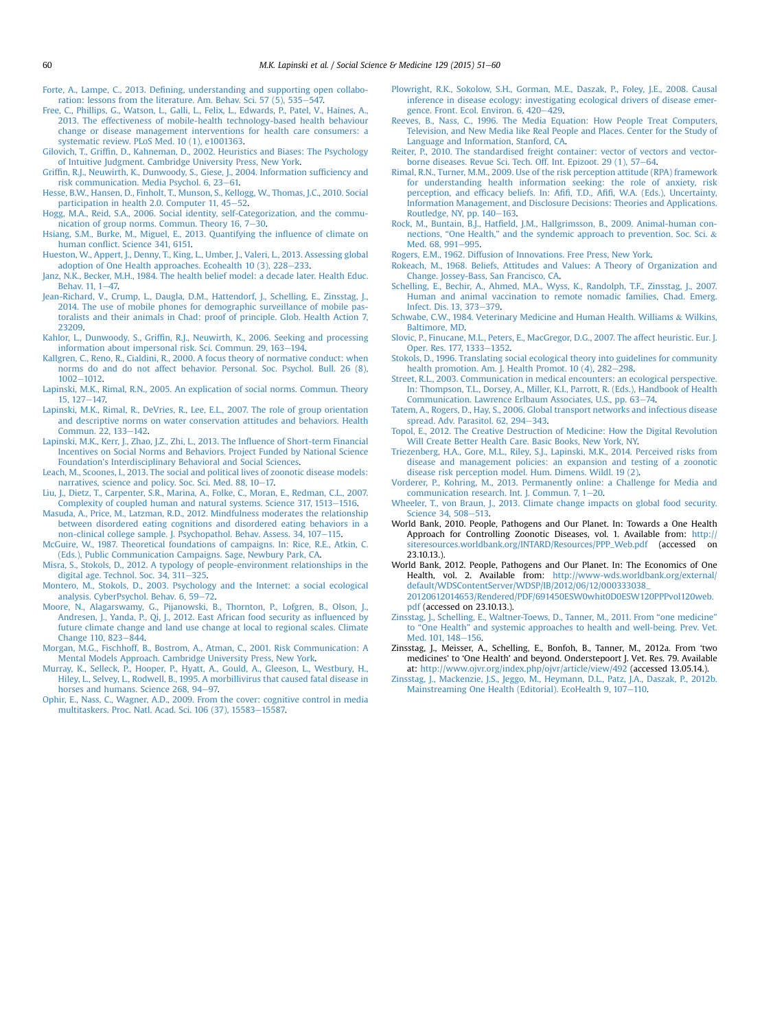Forte, A., Lampe, C., 2013. Defining, understanding and supporting open collaboration: lessons from the literature. Am. Behav. Sci. 57 (5), 535–547.

Free, C., Phillips, G., Watson, L., Galli, L., Felix, L., Edwards, P., Patel, V., Haines, A., 2013. The effectiveness of mobile-health technology-based health behaviour change or disease management interventions for health care consumers: a systematic review. PLoS Med. 10 (1), e1001363.

Gilovich, T., Griffin, D., Kahneman, D., 2002. Heuristics and Biases: The Psychology of Intuitive Judgment. Cambridge University Press, New York.

Griffin, R.J., Neuwirth, K., Dunwoody, S., Giese, J., 2004. Information sufficiency and risk communication. Media Psychol. 6, 23–61.

Hesse, B.W., Hansen, D., Finholt, T., Munson, S., Kellogg, W., Thomas, J.C., 2010. Social participation in health 2.0. Computer 11, 45–52.

Hogg, M.A., Reid, S.A., 2006. Social identity, self-Categorization, and the communication of group norms. Commun. Theory 16, 7–30.

Hsiang, S.M., Burke, M., Miguel, E., 2013. Quantifying the influence of climate on human conflict. Science 341, 6151.

Hueston, W., Appert, J., Denny, T., King, L., Umber, J., Valeri, L., 2013. Assessing global adoption of One Health approaches. Ecohealth 10 (3), 228–233.

Janz, N.K., Becker, M.H., 1984. The health belief model: a decade later. Health Educ. Behav. 11, 1–47.

Jean-Richard, V., Crump, L., Daugla, D.M., Hattendorf, J., Schelling, E., Zinsstag, J., 2014. The use of mobile phones for demographic surveillance of mobile pastoralists and their animals in Chad: proof of principle. Glob. Health Action 7, 23209.

Kahlor, L., Dunwoody, S., Griffin, R.J., Neuwirth, K., 2006. Seeking and processing information about impersonal risk. Sci. Commun. 29, 163–194.

Kallgren, C., Reno, R., Cialdini, R., 2000. A focus theory of normative conduct: when norms do and do not affect behavior. Personal. Soc. Psychol. Bull. 26 (8), 1002–1012.

Lapinski, M.K., Rimal, R.N., 2005. An explication of social norms. Commun. Theory 15, 127–147.

Lapinski, M.K., Rimal, R.N., DeVries, R., Lee, E.L., 2007. The role of group orientation and descriptive norms on water conservation attitudes and behaviors. Health Commun. 22, 133–142.

Lapinski, M.K., Kerr, J., Zhao, J.Z., Zhi, L., 2013. The Influence of Short-term Financial Incentives on Social Norms and Behaviors. Project Funded by National Science Foundation's Interdisciplinary Behavioral and Social Sciences.

Leach, M., Scoones, I., 2013. The social and political lives of zoonotic disease models: narratives, science and policy. Soc. Sci. Med. 88, 10–17.

Liu, J., Dietz, T., Carpenter, S.R., Marina, A., Folke, C., Moran, E., Redman, C.L., 2007. Complexity of coupled human and natural systems. Science 317, 1513–1516.

Masuda, A., Price, M., Latzman, R.D., 2012. Mindfulness moderates the relationship between disordered eating cognitions and disordered eating behaviors in a non-clinical college sample. J. Psychopathol. Behav. Assess. 34, 107–115.

McGuire, W., 1987. Theoretical foundations of campaigns. In: Rice, R.E., Atkin, C. (Eds.), Public Communication Campaigns. Sage, Newbury Park, CA.

Misra, S., Stokols, D., 2012. A typology of people-environment relationships in the digital age. Technol. Soc. 34, 311–325.

Montero, M., Stokols, D., 2003. Psychology and the Internet: a social ecological analysis. CyberPsychol. Behav. 6, 59–72.

Moore, N., Alagarswamy, G., Pijanowski, B., Thornton, P., Lofgren, B., Olson, J., Andresen, J., Yanda, P., Qi, J., 2012. East African food security as influenced by future climate change and land use change at local to regional scales. Climate Change 110, 823–844.

Morgan, M.G., Fischhoff, B., Bostrom, A., Atman, C., 2001. Risk Communication: A Mental Models Approach. Cambridge University Press, New York.

Murray, K., Selleck, P., Hooper, P., Hyatt, A., Gould, A., Gleeson, L., Westbury, H., Hiley, L., Selvey, L., Rodwell, B., 1995. A morbillivirus that caused fatal disease in horses and humans. Science 268, 94–97.

Ophir, E., Nass, C., Wagner, A.D., 2009. From the cover: cognitive control in media multitaskers. Proc. Natl. Acad. Sci. 106 (37), 15583–15587.

Plowright, R.K., Sokolow, S.H., Gorman, M.E., Daszak, P., Foley, J.E., 2008. Causal inference in disease ecology: investigating ecological drivers of disease emergence. Front. Ecol. Environ. 6, 420–429.

Reeves, B., Nass, C., 1996. The Media Equation: How People Treat Computers, Television, and New Media like Real People and Places. Center for the Study of Language and Information, Stanford, CA.

Reiter, P., 2010. The standardised freight container: vector of vectors and vector-borne diseases. Revue Sci. Tech. Off. Int. Epizoot. 29 (1), 57–64.

Rimal, R.N., Turner, M.M., 2009. Use of the risk perception attitude (RPA) framework for understanding health information seeking: the role of anxiety, risk perception, and efficacy beliefs. In: Afifi, T.D., Afifi, W.A. (Eds.), Uncertainty, Information Management, and Disclosure Decisions: Theories and Applications. Routledge, NY, pp. 140–163.

Rock, M., Buntain, B.J., Hatfield, J.M., Hallgrimsson, B., 2009. Animal-human connections, "One Health," and the syndemic approach to prevention. Soc. Sci. & Med. 68, 991–995.

Rogers, E.M., 1962. Diffusion of Innovations. Free Press, New York.

Rokeach, M., 1968. Beliefs, Attitudes and Values: A Theory of Organization and Change. Jossey-Bass, San Francisco, CA.

Schelling, E., Bechir, A., Ahmed, M.A., Wyss, K., Randolph, T.F., Zinsstag, J., 2007. Human and animal vaccination to remote nomadic families, Chad. Emerg. Infect. Dis. 13, 373–379.

Schwabe, C.W., 1984. Veterinary Medicine and Human Health. Williams & Wilkins, Baltimore, MD.

Slovic, P., Finucane, M.L., Peters, E., MacGregor, D.G., 2007. The affect heuristic. Eur. J. Oper. Res. 177, 1333–1352.

Stokols, D., 1996. Translating social ecological theory into guidelines for community health promotion. Am. J. Health Promot. 10 (4), 282–298.

Street, R.L., 2003. Communication in medical encounters: an ecological perspective. In: Thompson, T.L., Dorsey, A., Miller, K.I., Parrott, R. (Eds.), Handbook of Health Communication. Lawrence Erlbaum Associates, U.S., pp. 63–74.

Tatem, A., Rogers, D., Hay, S., 2006. Global transport networks and infectious disease spread. Adv. Parasitol. 62, 294–343.

Topol, E., 2012. The Creative Destruction of Medicine: How the Digital Revolution Will Create Better Health Care. Basic Books, New York, NY.

Triezenberg, H.A., Gore, M.L., Riley, S.J., Lapinski, M.K., 2014. Perceived risks from disease and management policies: an expansion and testing of a zoonotic disease risk perception model. Hum. Dimens. Wildl. 19 (2).

Vorderer, P., Kohring, M., 2013. Permanently online: a Challenge for Media and communication research. Int. J. Commun. 7, 1–20.

Wheeler, T., von Braun, J., 2013. Climate change impacts on global food security. Science 34, 508–513.

World Bank, 2010. People, Pathogens and Our Planet. In: Towards a One Health Approach for Controlling Zoonotic Diseases, vol. 1. Available from: http://siteresources.worldbank.org/INTARD/Resources/PPP_Web.pdf (accessed on 23.10.13.).

World Bank, 2012. People, Pathogens and Our Planet. In: The Economics of One Health, vol. 2. Available from: http://www-wds.worldbank.org/external/default/WDSContentServer/WDSP/IB/2012/06/12/000333038_20120612014653/Rendered/PDF/691450ESW0whit0D0ESW120PPPvol120web.pdf (accessed on 23.10.13.).

Zinsstag, J., Schelling, E., Waltner-Toews, D., Tanner, M., 2011. From "one medicine" to "One Health" and systemic approaches to health and well-being. Prev. Vet. Med. 101, 148–156.

Zinsstag, J., Meisser, A., Schelling, E., Bonfoh, B., Tanner, M., 2012a. From 'two medicines' to 'One Health' and beyond. Onderstepoort J. Vet. Res. 79. Available at: http://www.ojvr.org/index.php/ojvr/article/view/492 (accessed 13.05.14.).

Zinsstag, J., Mackenzie, J.S., Jeggo, M., Heymann, D.L., Patz, J.A., Daszak, P., 2012b. Mainstreaming One Health (Editorial). EcoHealth 9, 107–110.